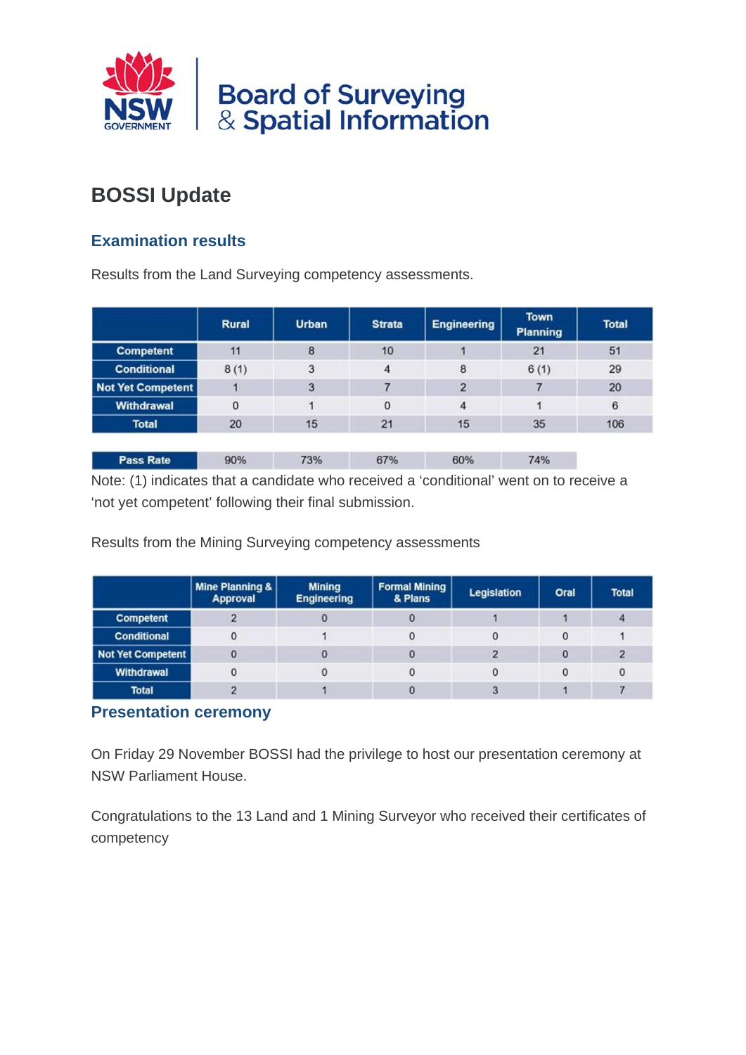Board of Surveying & Spatial Information

# BOSSI Update

## Examination results

Results from the Land Surveying competency assessments.

| | Rural | Urban | Strata | Engineering | Town Planning | Total |
|---|---|---|---|---|---|---|
| Competent | 11 | 8 | 10 | 1 | 21 | 51 |
| Conditional | 8 (1) | 3 | 4 | 8 | 6 (1) | 29 |
| Not Yet Competent | 1 | 3 | 7 | 2 | 7 | 20 |
| Withdrawal | 0 | 1 | 0 | 4 | 1 | 6 |
| Total | 20 | 15 | 21 | 15 | 35 | 106 |
| Pass Rate | 90% | 73% | 67% | 60% | 74% | |

Note: (1) indicates that a candidate who received a 'conditional' went on to receive a 'not yet competent' following their final submission.

Results from the Mining Surveying competency assessments

| | Mine Planning & Approval | Mining Engineering | Formal Mining & Plans | Legislation | Oral | Total |
|---|---|---|---|---|---|---|
| Competent | 2 | 0 | 0 | 1 | 1 | 4 |
| Conditional | 0 | 1 | 0 | 0 | 0 | 1 |
| Not Yet Competent | 0 | 0 | 0 | 2 | 0 | 2 |
| Withdrawal | 0 | 0 | 0 | 0 | 0 | 0 |
| Total | 2 | 1 | 0 | 3 | 1 | 7 |

## Presentation ceremony

On Friday 29 November BOSSI had the privilege to host our presentation ceremony at NSW Parliament House.

Congratulations to the 13 Land and 1 Mining Surveyor who received their certificates of competency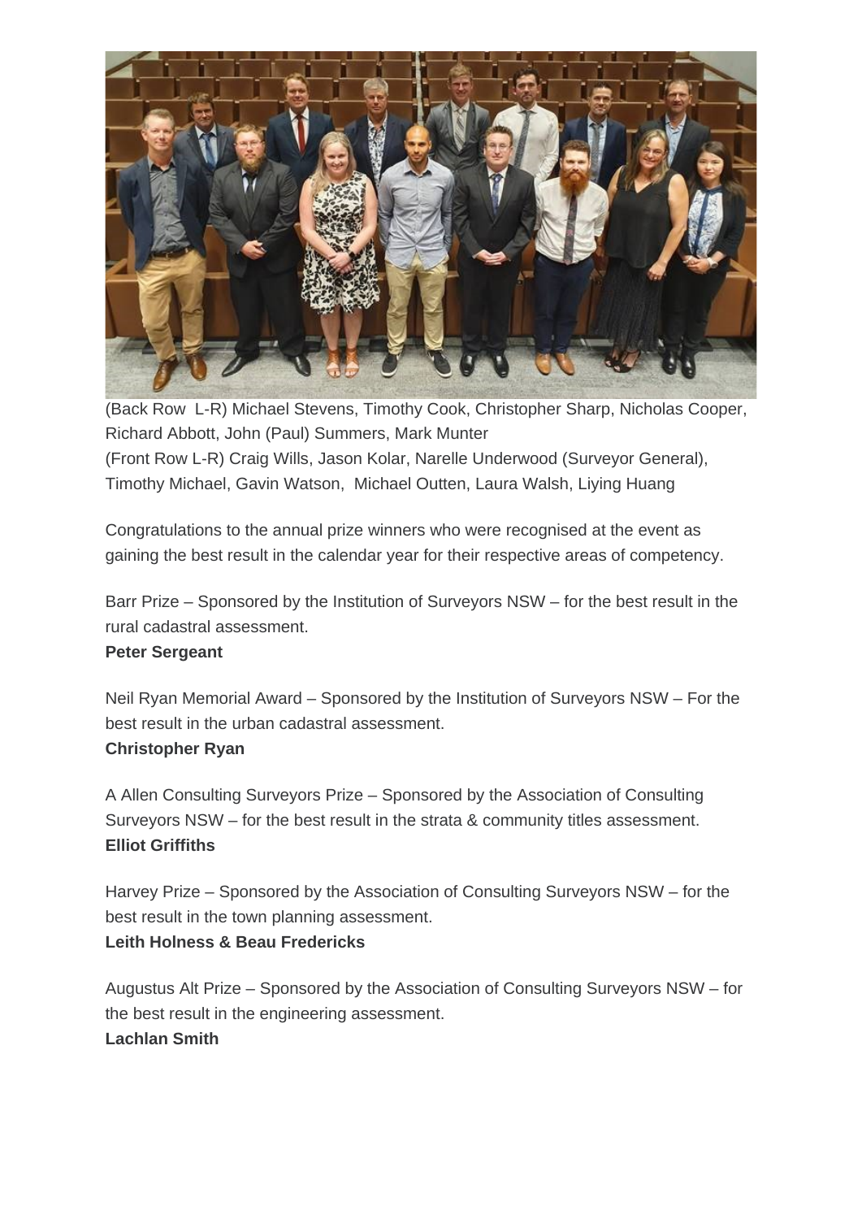(Back Row  L-R) Michael Stevens, Timothy Cook, Christopher Sharp, Nicholas Cooper, Richard Abbott, John (Paul) Summers, Mark Munter
(Front Row L-R) Craig Wills, Jason Kolar, Narelle Underwood (Surveyor General), Timothy Michael, Gavin Watson,  Michael Outten, Laura Walsh, Liying Huang

Congratulations to the annual prize winners who were recognised at the event as gaining the best result in the calendar year for their respective areas of competency.

Barr Prize – Sponsored by the Institution of Surveyors NSW – for the best result in the rural cadastral assessment.
**Peter Sergeant**

Neil Ryan Memorial Award – Sponsored by the Institution of Surveyors NSW – For the best result in the urban cadastral assessment.
**Christopher Ryan**

A Allen Consulting Surveyors Prize – Sponsored by the Association of Consulting Surveyors NSW – for the best result in the strata & community titles assessment.
**Elliot Griffiths**

Harvey Prize – Sponsored by the Association of Consulting Surveyors NSW – for the best result in the town planning assessment.
**Leith Holness & Beau Fredericks**

Augustus Alt Prize – Sponsored by the Association of Consulting Surveyors NSW – for the best result in the engineering assessment.
**Lachlan Smith**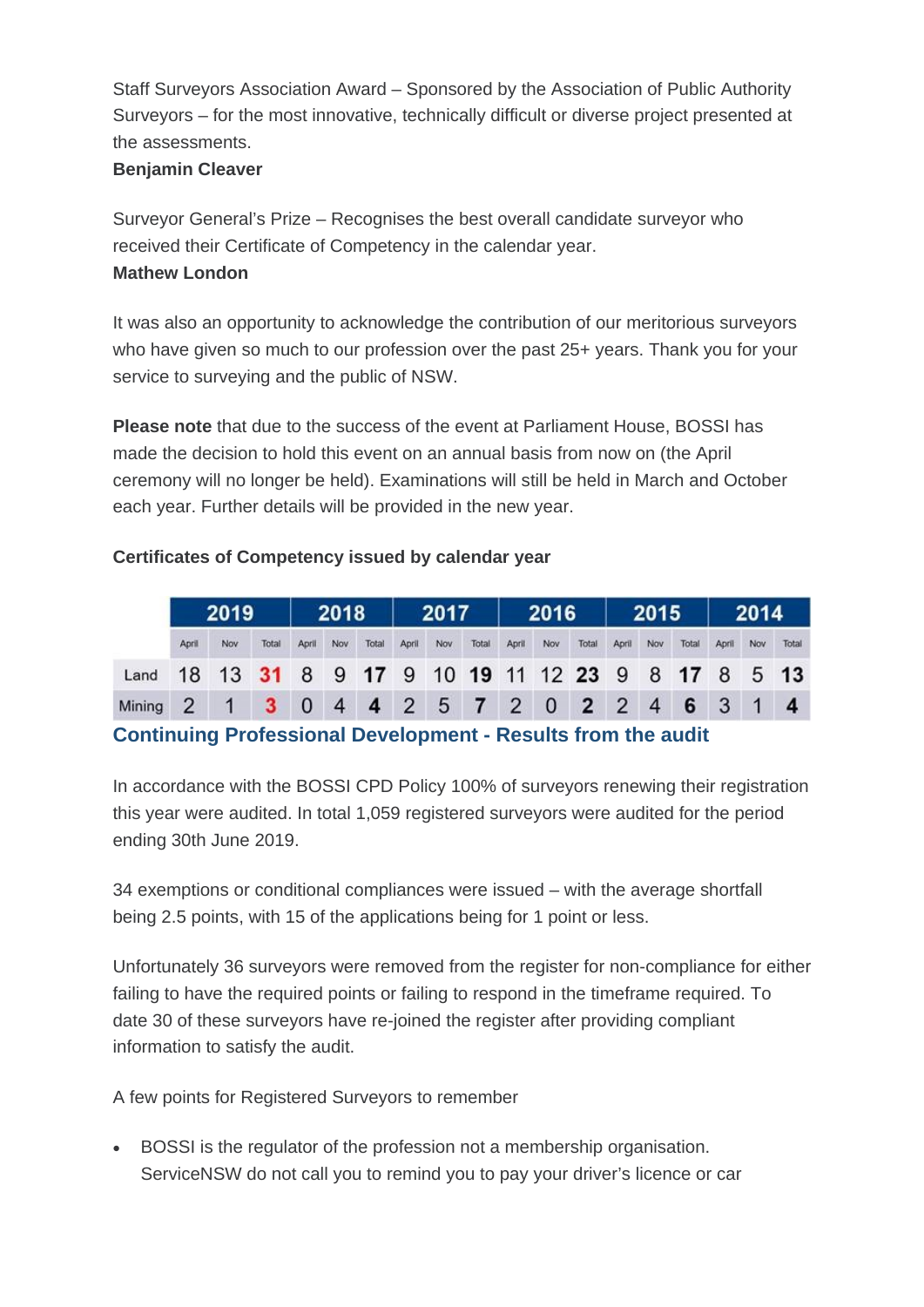Staff Surveyors Association Award – Sponsored by the Association of Public Authority Surveyors – for the most innovative, technically difficult or diverse project presented at the assessments.
**Benjamin Cleaver**

Surveyor General's Prize – Recognises the best overall candidate surveyor who received their Certificate of Competency in the calendar year.
**Mathew London**

It was also an opportunity to acknowledge the contribution of our meritorious surveyors who have given so much to our profession over the past 25+ years. Thank you for your service to surveying and the public of NSW.

**Please note** that due to the success of the event at Parliament House, BOSSI has made the decision to hold this event on an annual basis from now on (the April ceremony will no longer be held). Examinations will still be held in March and October each year. Further details will be provided in the new year.

**Certificates of Competency issued by calendar year**

| | 2019 | | | 2018 | | | 2017 | | | 2016 | | | 2015 | | | 2014 | | |
|---|---|---|---|---|---|---|---|---|---|---|---|---|---|---|---|---|---|---|
| | April | Nov | Total | April | Nov | Total | April | Nov | Total | April | Nov | Total | April | Nov | Total | April | Nov | Total |
| Land | 18 | 13 | **31** | 8 | 9 | **17** | 9 | 10 | **19** | 11 | 12 | **23** | 9 | 8 | **17** | 8 | 5 | **13** |
| Mining | 2 | 1 | **3** | 0 | 4 | **4** | 2 | 5 | **7** | 2 | 0 | **2** | 2 | 4 | **6** | 3 | 1 | **4** |

## Continuing Professional Development - Results from the audit

In accordance with the BOSSI CPD Policy 100% of surveyors renewing their registration this year were audited. In total 1,059 registered surveyors were audited for the period ending 30th June 2019.

34 exemptions or conditional compliances were issued – with the average shortfall being 2.5 points, with 15 of the applications being for 1 point or less.

Unfortunately 36 surveyors were removed from the register for non-compliance for either failing to have the required points or failing to respond in the timeframe required. To date 30 of these surveyors have re-joined the register after providing compliant information to satisfy the audit.

A few points for Registered Surveyors to remember

- BOSSI is the regulator of the profession not a membership organisation. ServiceNSW do not call you to remind you to pay your driver's licence or car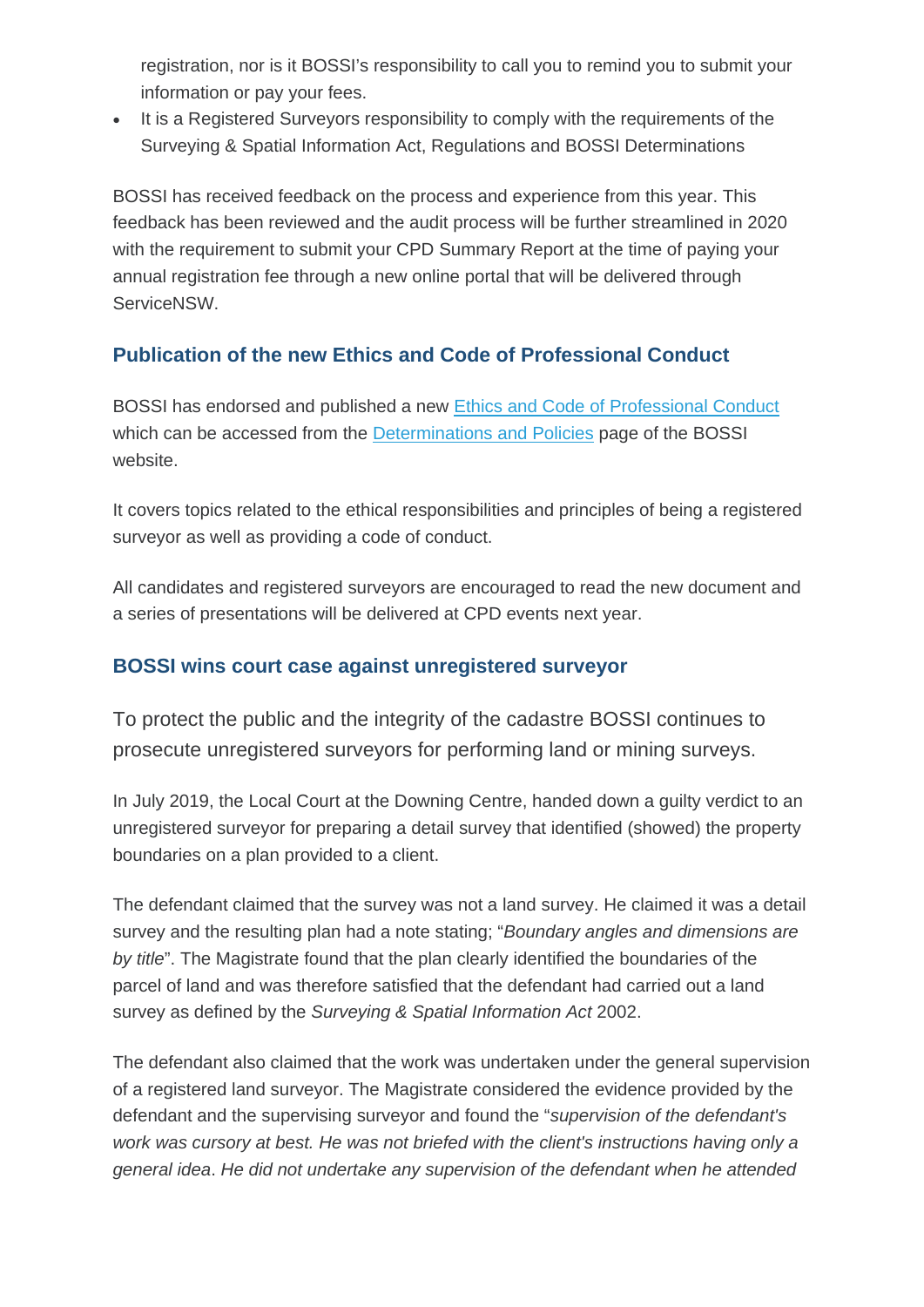registration, nor is it BOSSI's responsibility to call you to remind you to submit your information or pay your fees.

- It is a Registered Surveyors responsibility to comply with the requirements of the Surveying & Spatial Information Act, Regulations and BOSSI Determinations

BOSSI has received feedback on the process and experience from this year. This feedback has been reviewed and the audit process will be further streamlined in 2020 with the requirement to submit your CPD Summary Report at the time of paying your annual registration fee through a new online portal that will be delivered through ServiceNSW.

### Publication of the new Ethics and Code of Professional Conduct

BOSSI has endorsed and published a new [Ethics and Code of Professional Conduct] which can be accessed from the [Determinations and Policies] page of the BOSSI website.

It covers topics related to the ethical responsibilities and principles of being a registered surveyor as well as providing a code of conduct.

All candidates and registered surveyors are encouraged to read the new document and a series of presentations will be delivered at CPD events next year.

### BOSSI wins court case against unregistered surveyor

To protect the public and the integrity of the cadastre BOSSI continues to prosecute unregistered surveyors for performing land or mining surveys.

In July 2019, the Local Court at the Downing Centre, handed down a guilty verdict to an unregistered surveyor for preparing a detail survey that identified (showed) the property boundaries on a plan provided to a client.

The defendant claimed that the survey was not a land survey. He claimed it was a detail survey and the resulting plan had a note stating; "*Boundary angles and dimensions are by title*". The Magistrate found that the plan clearly identified the boundaries of the parcel of land and was therefore satisfied that the defendant had carried out a land survey as defined by the *Surveying & Spatial Information Act* 2002.

The defendant also claimed that the work was undertaken under the general supervision of a registered land surveyor. The Magistrate considered the evidence provided by the defendant and the supervising surveyor and found the "*supervision of the defendant's work was cursory at best. He was not briefed with the client's instructions having only a general idea*. *He did not undertake any supervision of the defendant when he attended*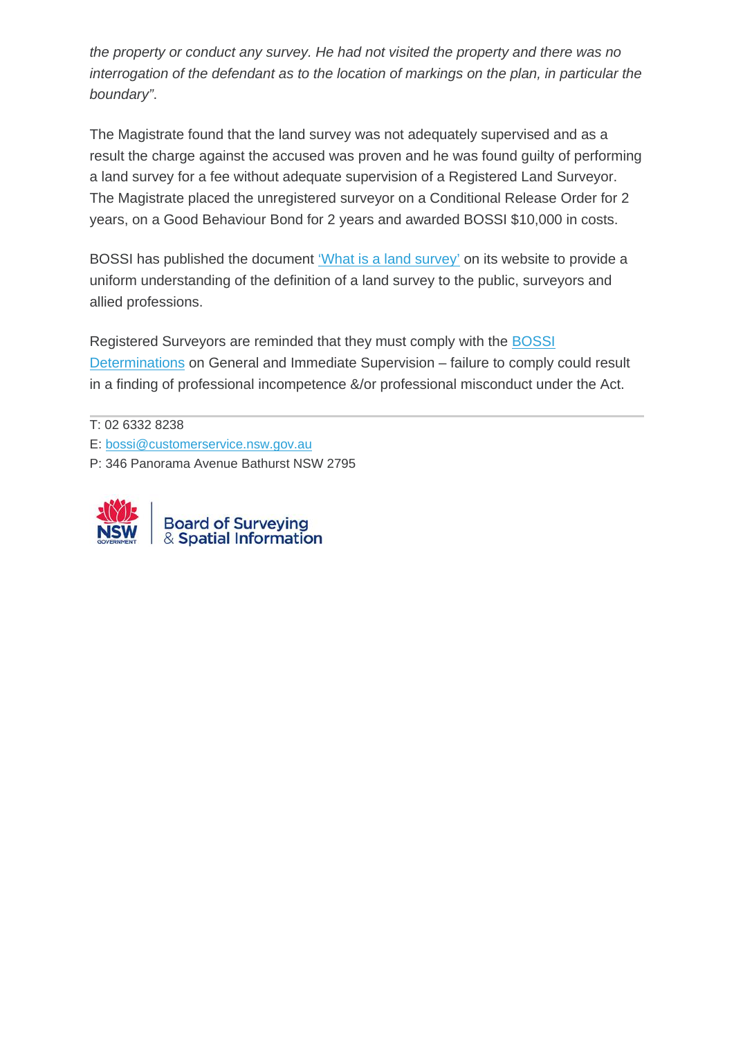*the property or conduct any survey. He had not visited the property and there was no interrogation of the defendant as to the location of markings on the plan, in particular the boundary".*

The Magistrate found that the land survey was not adequately supervised and as a result the charge against the accused was proven and he was found guilty of performing a land survey for a fee without adequate supervision of a Registered Land Surveyor. The Magistrate placed the unregistered surveyor on a Conditional Release Order for 2 years, on a Good Behaviour Bond for 2 years and awarded BOSSI $10,000 in costs.

BOSSI has published the document 'What is a land survey' on its website to provide a uniform understanding of the definition of a land survey to the public, surveyors and allied professions.

Registered Surveyors are reminded that they must comply with the BOSSI Determinations on General and Immediate Supervision – failure to comply could result in a finding of professional incompetence &/or professional misconduct under the Act.

---

T: 02 6332 8238
E: bossi@customerservice.nsw.gov.au
P: 346 Panorama Avenue Bathurst NSW 2795

NSW GOVERNMENT | Board of Surveying & Spatial Information